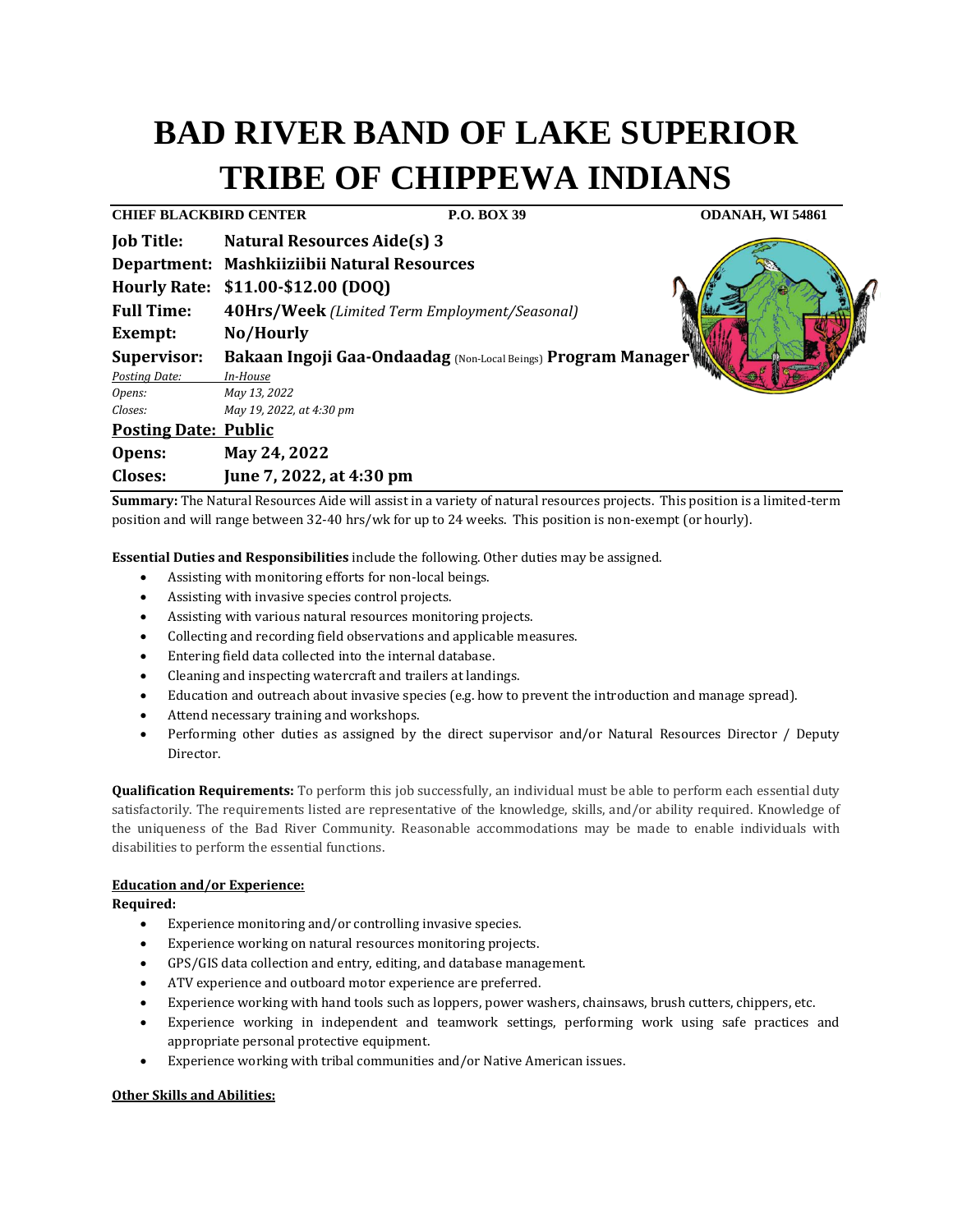# BAD RIVER BAND OF LAKE SUPERIOR TRIBE OF CHIPPEWA INDIANS

**CHIEF BLACKBIRD CENTER** **P.O. BOX 39** **ODANAH, WI 54861**

**Job Title:** **Natural Resources Aide(s) 3**
**Department:** **Mashkiiziibii Natural Resources**
**Hourly Rate:** **$11.00-$12.00 (DOQ)**
**Full Time:** **40Hrs/Week** *(Limited Term Employment/Seasonal)*
**Exempt:** **No/Hourly**
**Supervisor:** **Bakaan Ingoji Gaa-Ondaadag** (Non-Local Beings) **Program Manager**

*Posting Date:* *In-House*
*Opens:* *May 13, 2022*
*Closes:* *May 19, 2022, at 4:30 pm*

**Posting Date: Public**
**Opens:** **May 24, 2022**
**Closes:** **June 7, 2022, at 4:30 pm**

**Summary:** The Natural Resources Aide will assist in a variety of natural resources projects. This position is a limited-term position and will range between 32-40 hrs/wk for up to 24 weeks. This position is non-exempt (or hourly).

**Essential Duties and Responsibilities** include the following. Other duties may be assigned.

- Assisting with monitoring efforts for non-local beings.
- Assisting with invasive species control projects.
- Assisting with various natural resources monitoring projects.
- Collecting and recording field observations and applicable measures.
- Entering field data collected into the internal database.
- Cleaning and inspecting watercraft and trailers at landings.
- Education and outreach about invasive species (e.g. how to prevent the introduction and manage spread).
- Attend necessary training and workshops.
- Performing other duties as assigned by the direct supervisor and/or Natural Resources Director / Deputy Director.

**Qualification Requirements:** To perform this job successfully, an individual must be able to perform each essential duty satisfactorily. The requirements listed are representative of the knowledge, skills, and/or ability required. Knowledge of the uniqueness of the Bad River Community. Reasonable accommodations may be made to enable individuals with disabilities to perform the essential functions.

**Education and/or Experience:**

**Required:**

- Experience monitoring and/or controlling invasive species.
- Experience working on natural resources monitoring projects.
- GPS/GIS data collection and entry, editing, and database management.
- ATV experience and outboard motor experience are preferred.
- Experience working with hand tools such as loppers, power washers, chainsaws, brush cutters, chippers, etc.
- Experience working in independent and teamwork settings, performing work using safe practices and appropriate personal protective equipment.
- Experience working with tribal communities and/or Native American issues.

**Other Skills and Abilities:**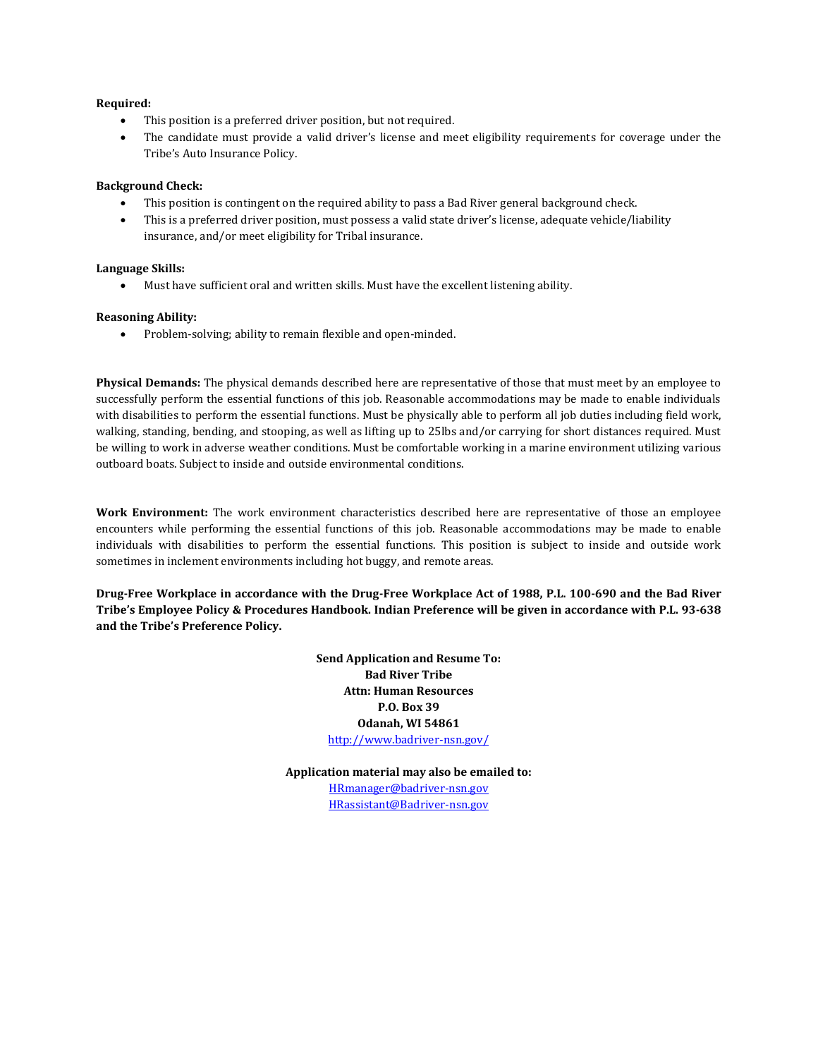**Required:**

- This position is a preferred driver position, but not required.
- The candidate must provide a valid driver's license and meet eligibility requirements for coverage under the Tribe's Auto Insurance Policy.

**Background Check:**

- This position is contingent on the required ability to pass a Bad River general background check.
- This is a preferred driver position, must possess a valid state driver's license, adequate vehicle/liability insurance, and/or meet eligibility for Tribal insurance.

**Language Skills:**

- Must have sufficient oral and written skills. Must have the excellent listening ability.

**Reasoning Ability:**

- Problem-solving; ability to remain flexible and open-minded.

**Physical Demands:** The physical demands described here are representative of those that must meet by an employee to successfully perform the essential functions of this job. Reasonable accommodations may be made to enable individuals with disabilities to perform the essential functions. Must be physically able to perform all job duties including field work, walking, standing, bending, and stooping, as well as lifting up to 25lbs and/or carrying for short distances required. Must be willing to work in adverse weather conditions. Must be comfortable working in a marine environment utilizing various outboard boats. Subject to inside and outside environmental conditions.

**Work Environment:** The work environment characteristics described here are representative of those an employee encounters while performing the essential functions of this job. Reasonable accommodations may be made to enable individuals with disabilities to perform the essential functions. This position is subject to inside and outside work sometimes in inclement environments including hot buggy, and remote areas.

**Drug-Free Workplace in accordance with the Drug-Free Workplace Act of 1988, P.L. 100-690 and the Bad River Tribe's Employee Policy & Procedures Handbook. Indian Preference will be given in accordance with P.L. 93-638 and the Tribe's Preference Policy.**

**Send Application and Resume To:**
**Bad River Tribe**
**Attn: Human Resources**
**P.O. Box 39**
**Odanah, WI 54861**
http://www.badriver-nsn.gov/

**Application material may also be emailed to:**
HRmanager@badriver-nsn.gov
HRassistant@Badriver-nsn.gov